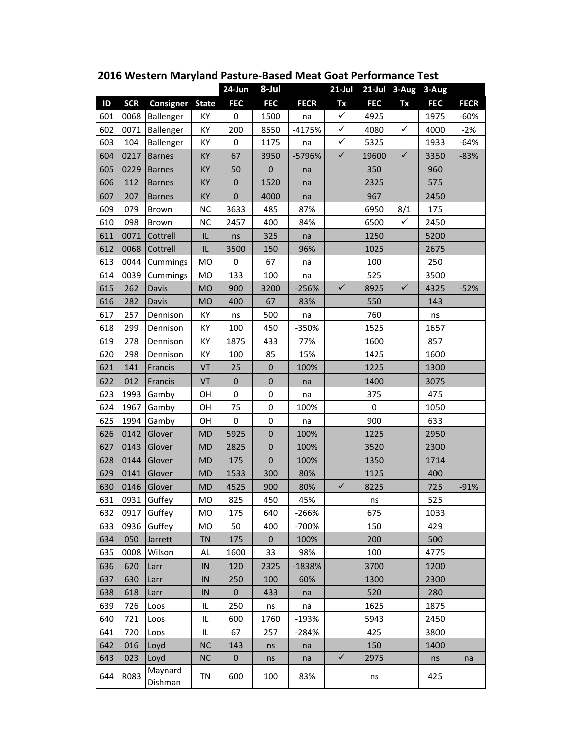## 2016 Western Maryland Pasture-Based Meat Goat Performance Test

| | | | | 24-Jun | 8-Jul | | 21-Jul | 21-Jul | 3-Aug | 3-Aug | |
|---|---|---|---|---|---|---|---|---|---|---|---|
| **ID** | **SCR** | **Consigner** | **State** | **FEC** | **FEC** | **FECR** | **Tx** | **FEC** | **Tx** | **FEC** | **FECR** |
| 601 | 0068 | Ballenger | KY | 0 | 1500 | na | ✓ | 4925 | | 1975 | -60% |
| 602 | 0071 | Ballenger | KY | 200 | 8550 | -4175% | ✓ | 4080 | ✓ | 4000 | -2% |
| 603 | 104 | Ballenger | KY | 0 | 1175 | na | ✓ | 5325 | | 1933 | -64% |
| 604 | 0217 | Barnes | KY | 67 | 3950 | -5796% | ✓ | 19600 | ✓ | 3350 | -83% |
| 605 | 0229 | Barnes | KY | 50 | 0 | na | | 350 | | 960 | |
| 606 | 112 | Barnes | KY | 0 | 1520 | na | | 2325 | | 575 | |
| 607 | 207 | Barnes | KY | 0 | 4000 | na | | 967 | | 2450 | |
| 609 | 079 | Brown | NC | 3633 | 485 | 87% | | 6950 | 8/1 | 175 | |
| 610 | 098 | Brown | NC | 2457 | 400 | 84% | | 6500 | ✓ | 2450 | |
| 611 | 0071 | Cottrell | IL | ns | 325 | na | | 1250 | | 5200 | |
| 612 | 0068 | Cottrell | IL | 3500 | 150 | 96% | | 1025 | | 2675 | |
| 613 | 0044 | Cummings | MO | 0 | 67 | na | | 100 | | 250 | |
| 614 | 0039 | Cummings | MO | 133 | 100 | na | | 525 | | 3500 | |
| 615 | 262 | Davis | MO | 900 | 3200 | -256% | ✓ | 8925 | ✓ | 4325 | -52% |
| 616 | 282 | Davis | MO | 400 | 67 | 83% | | 550 | | 143 | |
| 617 | 257 | Dennison | KY | ns | 500 | na | | 760 | | ns | |
| 618 | 299 | Dennison | KY | 100 | 450 | -350% | | 1525 | | 1657 | |
| 619 | 278 | Dennison | KY | 1875 | 433 | 77% | | 1600 | | 857 | |
| 620 | 298 | Dennison | KY | 100 | 85 | 15% | | 1425 | | 1600 | |
| 621 | 141 | Francis | VT | 25 | 0 | 100% | | 1225 | | 1300 | |
| 622 | 012 | Francis | VT | 0 | 0 | na | | 1400 | | 3075 | |
| 623 | 1993 | Gamby | OH | 0 | 0 | na | | 375 | | 475 | |
| 624 | 1967 | Gamby | OH | 75 | 0 | 100% | | 0 | | 1050 | |
| 625 | 1994 | Gamby | OH | 0 | 0 | na | | 900 | | 633 | |
| 626 | 0142 | Glover | MD | 5925 | 0 | 100% | | 1225 | | 2950 | |
| 627 | 0143 | Glover | MD | 2825 | 0 | 100% | | 3520 | | 2300 | |
| 628 | 0144 | Glover | MD | 175 | 0 | 100% | | 1350 | | 1714 | |
| 629 | 0141 | Glover | MD | 1533 | 300 | 80% | | 1125 | | 400 | |
| 630 | 0146 | Glover | MD | 4525 | 900 | 80% | ✓ | 8225 | | 725 | -91% |
| 631 | 0931 | Guffey | MO | 825 | 450 | 45% | | ns | | 525 | |
| 632 | 0917 | Guffey | MO | 175 | 640 | -266% | | 675 | | 1033 | |
| 633 | 0936 | Guffey | MO | 50 | 400 | -700% | | 150 | | 429 | |
| 634 | 050 | Jarrett | TN | 175 | 0 | 100% | | 200 | | 500 | |
| 635 | 0008 | Wilson | AL | 1600 | 33 | 98% | | 100 | | 4775 | |
| 636 | 620 | Larr | IN | 120 | 2325 | -1838% | | 3700 | | 1200 | |
| 637 | 630 | Larr | IN | 250 | 100 | 60% | | 1300 | | 2300 | |
| 638 | 618 | Larr | IN | 0 | 433 | na | | 520 | | 280 | |
| 639 | 726 | Loos | IL | 250 | ns | na | | 1625 | | 1875 | |
| 640 | 721 | Loos | IL | 600 | 1760 | -193% | | 5943 | | 2450 | |
| 641 | 720 | Loos | IL | 67 | 257 | -284% | | 425 | | 3800 | |
| 642 | 016 | Loyd | NC | 143 | ns | na | | 150 | | 1400 | |
| 643 | 023 | Loyd | NC | 0 | ns | na | ✓ | 2975 | | ns | na |
| 644 | R083 | Maynard Dishman | TN | 600 | 100 | 83% | | ns | | 425 | |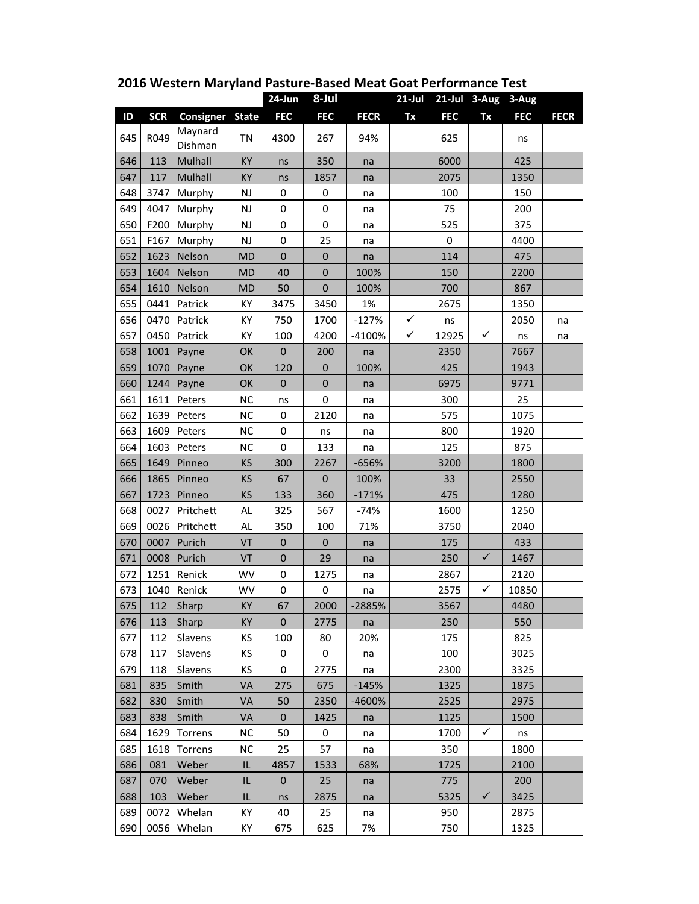## 2016 Western Maryland Pasture-Based Meat Goat Performance Test

| | | | | 24-Jun | 8-Jul | | 21-Jul | 21-Jul | 3-Aug | 3-Aug | |
|---|---|---|---|---|---|---|---|---|---|---|---|
| ID | SCR | Consigner | State | FEC | FEC | FECR | Tx | FEC | Tx | FEC | FECR |
| 645 | R049 | Maynard Dishman | TN | 4300 | 267 | 94% | | 625 | | ns | |
| 646 | 113 | Mulhall | KY | ns | 350 | na | | 6000 | | 425 | |
| 647 | 117 | Mulhall | KY | ns | 1857 | na | | 2075 | | 1350 | |
| 648 | 3747 | Murphy | NJ | 0 | 0 | na | | 100 | | 150 | |
| 649 | 4047 | Murphy | NJ | 0 | 0 | na | | 75 | | 200 | |
| 650 | F200 | Murphy | NJ | 0 | 0 | na | | 525 | | 375 | |
| 651 | F167 | Murphy | NJ | 0 | 25 | na | | 0 | | 4400 | |
| 652 | 1623 | Nelson | MD | 0 | 0 | na | | 114 | | 475 | |
| 653 | 1604 | Nelson | MD | 40 | 0 | 100% | | 150 | | 2200 | |
| 654 | 1610 | Nelson | MD | 50 | 0 | 100% | | 700 | | 867 | |
| 655 | 0441 | Patrick | KY | 3475 | 3450 | 1% | | 2675 | | 1350 | |
| 656 | 0470 | Patrick | KY | 750 | 1700 | -127% | ✓ | ns | | 2050 | na |
| 657 | 0450 | Patrick | KY | 100 | 4200 | -4100% | ✓ | 12925 | ✓ | ns | na |
| 658 | 1001 | Payne | OK | 0 | 200 | na | | 2350 | | 7667 | |
| 659 | 1070 | Payne | OK | 120 | 0 | 100% | | 425 | | 1943 | |
| 660 | 1244 | Payne | OK | 0 | 0 | na | | 6975 | | 9771 | |
| 661 | 1611 | Peters | NC | ns | 0 | na | | 300 | | 25 | |
| 662 | 1639 | Peters | NC | 0 | 2120 | na | | 575 | | 1075 | |
| 663 | 1609 | Peters | NC | 0 | ns | na | | 800 | | 1920 | |
| 664 | 1603 | Peters | NC | 0 | 133 | na | | 125 | | 875 | |
| 665 | 1649 | Pinneo | KS | 300 | 2267 | -656% | | 3200 | | 1800 | |
| 666 | 1865 | Pinneo | KS | 67 | 0 | 100% | | 33 | | 2550 | |
| 667 | 1723 | Pinneo | KS | 133 | 360 | -171% | | 475 | | 1280 | |
| 668 | 0027 | Pritchett | AL | 325 | 567 | -74% | | 1600 | | 1250 | |
| 669 | 0026 | Pritchett | AL | 350 | 100 | 71% | | 3750 | | 2040 | |
| 670 | 0007 | Purich | VT | 0 | 0 | na | | 175 | | 433 | |
| 671 | 0008 | Purich | VT | 0 | 29 | na | | 250 | ✓ | 1467 | |
| 672 | 1251 | Renick | WV | 0 | 1275 | na | | 2867 | | 2120 | |
| 673 | 1040 | Renick | WV | 0 | 0 | na | | 2575 | ✓ | 10850 | |
| 675 | 112 | Sharp | KY | 67 | 2000 | -2885% | | 3567 | | 4480 | |
| 676 | 113 | Sharp | KY | 0 | 2775 | na | | 250 | | 550 | |
| 677 | 112 | Slavens | KS | 100 | 80 | 20% | | 175 | | 825 | |
| 678 | 117 | Slavens | KS | 0 | 0 | na | | 100 | | 3025 | |
| 679 | 118 | Slavens | KS | 0 | 2775 | na | | 2300 | | 3325 | |
| 681 | 835 | Smith | VA | 275 | 675 | -145% | | 1325 | | 1875 | |
| 682 | 830 | Smith | VA | 50 | 2350 | -4600% | | 2525 | | 2975 | |
| 683 | 838 | Smith | VA | 0 | 1425 | na | | 1125 | | 1500 | |
| 684 | 1629 | Torrens | NC | 50 | 0 | na | | 1700 | ✓ | ns | |
| 685 | 1618 | Torrens | NC | 25 | 57 | na | | 350 | | 1800 | |
| 686 | 081 | Weber | IL | 4857 | 1533 | 68% | | 1725 | | 2100 | |
| 687 | 070 | Weber | IL | 0 | 25 | na | | 775 | | 200 | |
| 688 | 103 | Weber | IL | ns | 2875 | na | | 5325 | ✓ | 3425 | |
| 689 | 0072 | Whelan | KY | 40 | 25 | na | | 950 | | 2875 | |
| 690 | 0056 | Whelan | KY | 675 | 625 | 7% | | 750 | | 1325 | |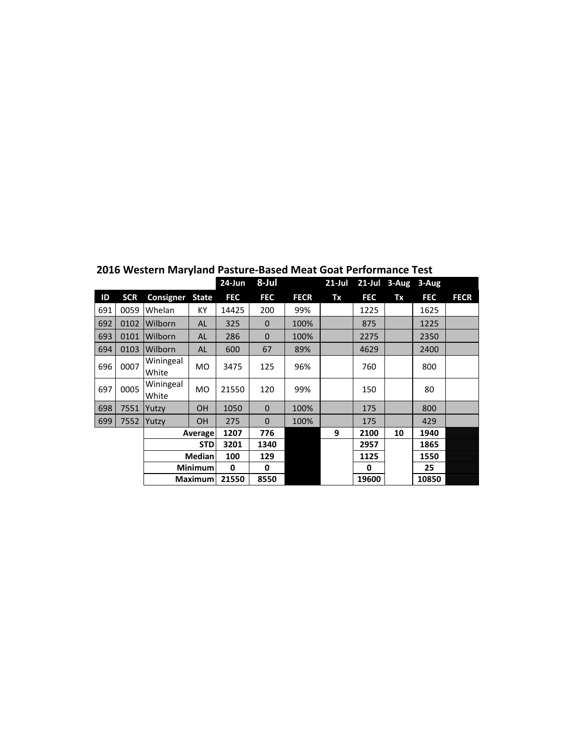## 2016 Western Maryland Pasture-Based Meat Goat Performance Test

| | | | | 24-Jun | 8-Jul | | 21-Jul | 21-Jul | 3-Aug | 3-Aug | |
|---|---|---|---|---|---|---|---|---|---|---|---|
| ID | SCR | Consigner | State | FEC | FEC | FECR | Tx | FEC | Tx | FEC | FECR |
| 691 | 0059 | Whelan | KY | 14425 | 200 | 99% | | 1225 | | 1625 | |
| 692 | 0102 | Wilborn | AL | 325 | 0 | 100% | | 875 | | 1225 | |
| 693 | 0101 | Wilborn | AL | 286 | 0 | 100% | | 2275 | | 2350 | |
| 694 | 0103 | Wilborn | AL | 600 | 67 | 89% | | 4629 | | 2400 | |
| 696 | 0007 | Winingeal White | MO | 3475 | 125 | 96% | | 760 | | 800 | |
| 697 | 0005 | Winingeal White | MO | 21550 | 120 | 99% | | 150 | | 80 | |
| 698 | 7551 | Yutzy | OH | 1050 | 0 | 100% | | 175 | | 800 | |
| 699 | 7552 | Yutzy | OH | 275 | 0 | 100% | | 175 | | 429 | |
| | | **Average** | | **1207** | **776** | | **9** | **2100** | **10** | **1940** | |
| | | **STD** | | **3201** | **1340** | | | **2957** | | **1865** | |
| | | **Median** | | **100** | **129** | | | **1125** | | **1550** | |
| | | **Minimum** | | **0** | **0** | | | **0** | | **25** | |
| | | **Maximum** | | **21550** | **8550** | | | **19600** | | **10850** | |